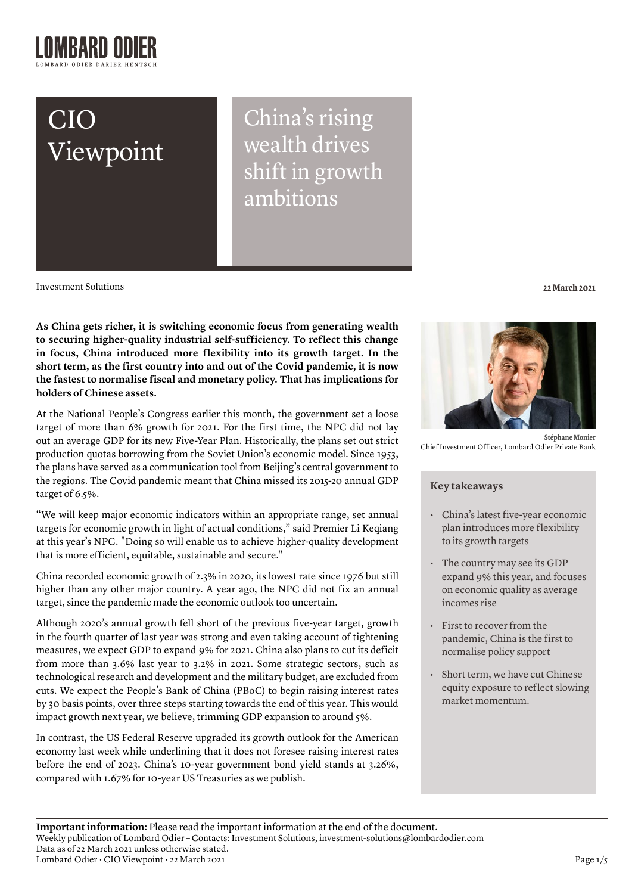# CIO Viewpoint

# China's rising wealth drives shift in growth ambitions

Investment Solutions

**22 March 2021**

**As China gets richer, it is switching economic focus from generating wealth to securing higher-quality industrial self-sufficiency. To reflect this change in focus, China introduced more flexibility into its growth target. In the short term, as the first country into and out of the Covid pandemic, it is now the fastest to normalise fiscal and monetary policy. That has implications for holders of Chinese assets.**

**Stéphane Monier**
Chief Investment Officer, Lombard Odier Private Bank

At the National People's Congress earlier this month, the government set a loose target of more than 6% growth for 2021. For the first time, the NPC did not lay out an average GDP for its new Five-Year Plan. Historically, the plans set out strict production quotas borrowing from the Soviet Union's economic model. Since 1953, the plans have served as a communication tool from Beijing's central government to the regions. The Covid pandemic meant that China missed its 2015-20 annual GDP target of 6.5%.

"We will keep major economic indicators within an appropriate range, set annual targets for economic growth in light of actual conditions," said Premier Li Keqiang at this year's NPC. "Doing so will enable us to achieve higher-quality development that is more efficient, equitable, sustainable and secure."

China recorded economic growth of 2.3% in 2020, its lowest rate since 1976 but still higher than any other major country. A year ago, the NPC did not fix an annual target, since the pandemic made the economic outlook too uncertain.

Although 2020's annual growth fell short of the previous five-year target, growth in the fourth quarter of last year was strong and even taking account of tightening measures, we expect GDP to expand 9% for 2021. China also plans to cut its deficit from more than 3.6% last year to 3.2% in 2021. Some strategic sectors, such as technological research and development and the military budget, are excluded from cuts. We expect the People's Bank of China (PBoC) to begin raising interest rates by 30 basis points, over three steps starting towards the end of this year. This would impact growth next year, we believe, trimming GDP expansion to around 5%.

In contrast, the US Federal Reserve upgraded its growth outlook for the American economy last week while underlining that it does not foresee raising interest rates before the end of 2023. China's 10-year government bond yield stands at 3.26%, compared with 1.67% for 10-year US Treasuries as we publish.

### Key takeaways

- China's latest five-year economic plan introduces more flexibility to its growth targets
- The country may see its GDP expand 9% this year, and focuses on economic quality as average incomes rise
- First to recover from the pandemic, China is the first to normalise policy support
- Short term, we have cut Chinese equity exposure to reflect slowing market momentum.

**Important information**: Please read the important information at the end of the document.
Weekly publication of Lombard Odier – Contacts: Investment Solutions, investment-solutions@lombardodier.com
Data as of 22 March 2021 unless otherwise stated.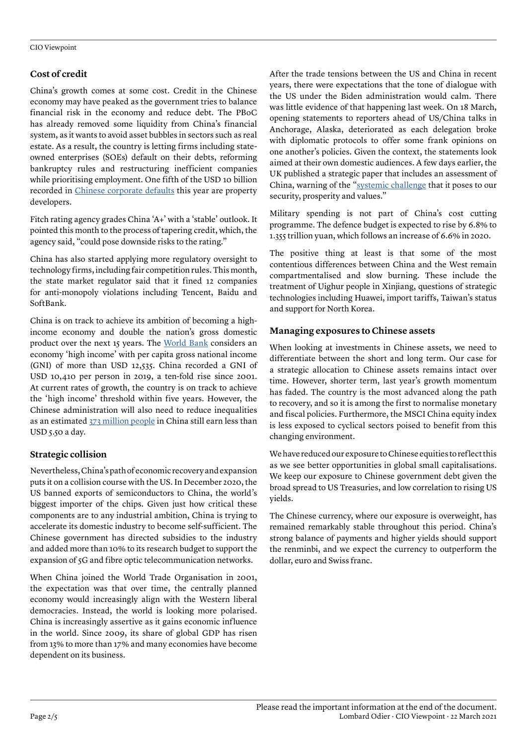## Cost of credit

China's growth comes at some cost. Credit in the Chinese economy may have peaked as the government tries to balance financial risk in the economy and reduce debt. The PBoC has already removed some liquidity from China's financial system, as it wants to avoid asset bubbles in sectors such as real estate. As a result, the country is letting firms including state-owned enterprises (SOEs) default on their debts, reforming bankruptcy rules and restructuring inefficient companies while prioritising employment. One fifth of the USD 10 billion recorded in Chinese corporate defaults this year are property developers.

Fitch rating agency grades China 'A+' with a 'stable' outlook. It pointed this month to the process of tapering credit, which, the agency said, "could pose downside risks to the rating."

China has also started applying more regulatory oversight to technology firms, including fair competition rules. This month, the state market regulator said that it fined 12 companies for anti-monopoly violations including Tencent, Baidu and SoftBank.

China is on track to achieve its ambition of becoming a high-income economy and double the nation's gross domestic product over the next 15 years. The World Bank considers an economy 'high income' with per capita gross national income (GNI) of more than USD 12,535. China recorded a GNI of USD 10,410 per person in 2019, a ten-fold rise since 2001. At current rates of growth, the country is on track to achieve the 'high income' threshold within five years. However, the Chinese administration will also need to reduce inequalities as an estimated 373 million people in China still earn less than USD 5.50 a day.

## Strategic collision

Nevertheless, China's path of economic recovery and expansion puts it on a collision course with the US. In December 2020, the US banned exports of semiconductors to China, the world's biggest importer of the chips. Given just how critical these components are to any industrial ambition, China is trying to accelerate its domestic industry to become self-sufficient. The Chinese government has directed subsidies to the industry and added more than 10% to its research budget to support the expansion of 5G and fibre optic telecommunication networks.

When China joined the World Trade Organisation in 2001, the expectation was that over time, the centrally planned economy would increasingly align with the Western liberal democracies. Instead, the world is looking more polarised. China is increasingly assertive as it gains economic influence in the world. Since 2009, its share of global GDP has risen from 13% to more than 17% and many economies have become dependent on its business.

After the trade tensions between the US and China in recent years, there were expectations that the tone of dialogue with the US under the Biden administration would calm. There was little evidence of that happening last week. On 18 March, opening statements to reporters ahead of US/China talks in Anchorage, Alaska, deteriorated as each delegation broke with diplomatic protocols to offer some frank opinions on one another's policies. Given the context, the statements look aimed at their own domestic audiences. A few days earlier, the UK published a strategic paper that includes an assessment of China, warning of the "systemic challenge that it poses to our security, prosperity and values."

Military spending is not part of China's cost cutting programme. The defence budget is expected to rise by 6.8% to 1.355 trillion yuan, which follows an increase of 6.6% in 2020.

The positive thing at least is that some of the most contentious differences between China and the West remain compartmentalised and slow burning. These include the treatment of Uighur people in Xinjiang, questions of strategic technologies including Huawei, import tariffs, Taiwan's status and support for North Korea.

## Managing exposures to Chinese assets

When looking at investments in Chinese assets, we need to differentiate between the short and long term. Our case for a strategic allocation to Chinese assets remains intact over time. However, shorter term, last year's growth momentum has faded. The country is the most advanced along the path to recovery, and so it is among the first to normalise monetary and fiscal policies. Furthermore, the MSCI China equity index is less exposed to cyclical sectors poised to benefit from this changing environment.

We have reduced our exposure to Chinese equities to reflect this as we see better opportunities in global small capitalisations. We keep our exposure to Chinese government debt given the broad spread to US Treasuries, and low correlation to rising US yields.

The Chinese currency, where our exposure is overweight, has remained remarkably stable throughout this period. China's strong balance of payments and higher yields should support the renminbi, and we expect the currency to outperform the dollar, euro and Swiss franc.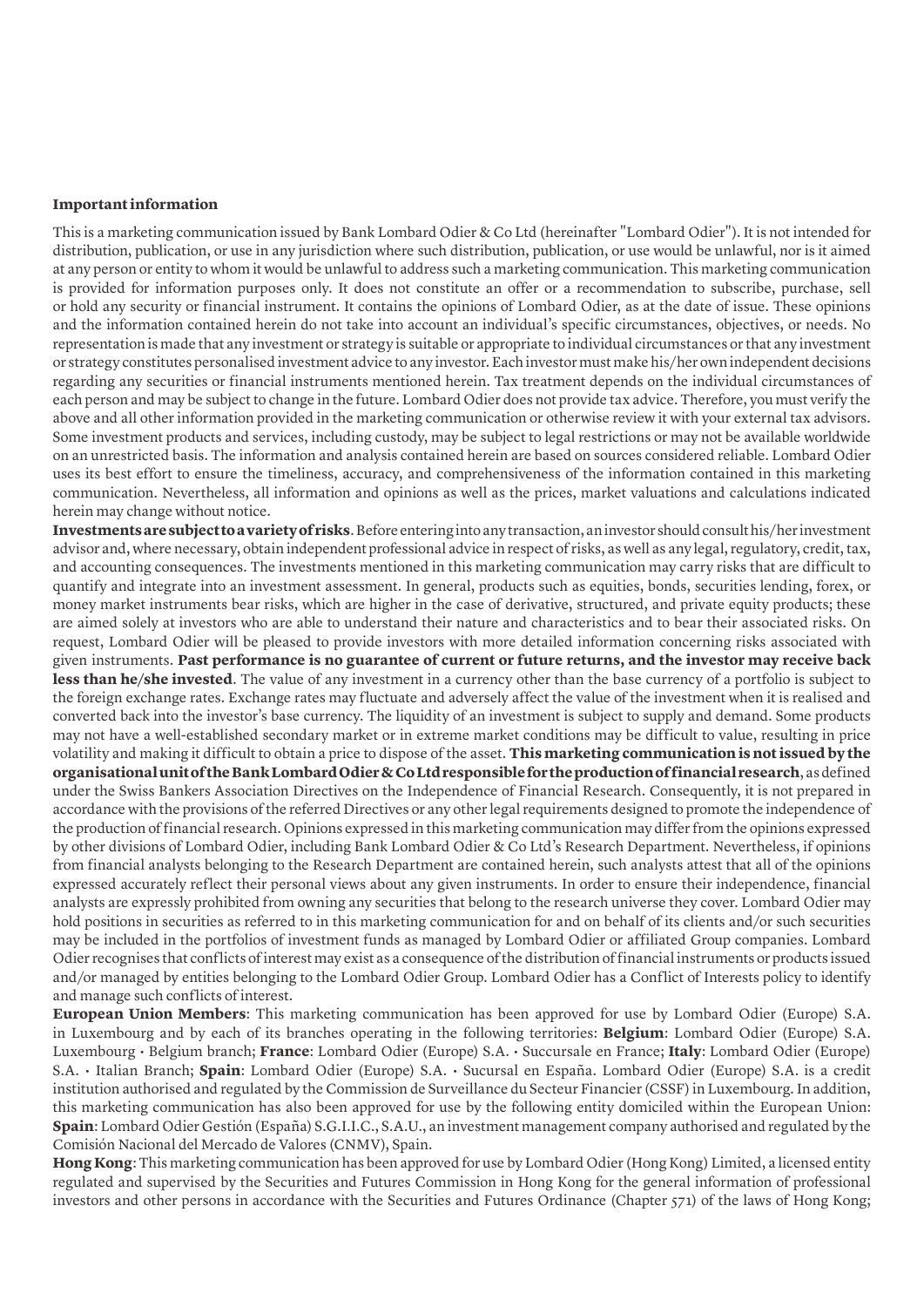**Important information**

This is a marketing communication issued by Bank Lombard Odier & Co Ltd (hereinafter "Lombard Odier"). It is not intended for distribution, publication, or use in any jurisdiction where such distribution, publication, or use would be unlawful, nor is it aimed at any person or entity to whom it would be unlawful to address such a marketing communication. This marketing communication is provided for information purposes only. It does not constitute an offer or a recommendation to subscribe, purchase, sell or hold any security or financial instrument. It contains the opinions of Lombard Odier, as at the date of issue. These opinions and the information contained herein do not take into account an individual's specific circumstances, objectives, or needs. No representation is made that any investment or strategy is suitable or appropriate to individual circumstances or that any investment or strategy constitutes personalised investment advice to any investor. Each investor must make his/her own independent decisions regarding any securities or financial instruments mentioned herein. Tax treatment depends on the individual circumstances of each person and may be subject to change in the future. Lombard Odier does not provide tax advice. Therefore, you must verify the above and all other information provided in the marketing communication or otherwise review it with your external tax advisors. Some investment products and services, including custody, may be subject to legal restrictions or may not be available worldwide on an unrestricted basis. The information and analysis contained herein are based on sources considered reliable. Lombard Odier uses its best effort to ensure the timeliness, accuracy, and comprehensiveness of the information contained in this marketing communication. Nevertheless, all information and opinions as well as the prices, market valuations and calculations indicated herein may change without notice.

**Investments are subject to a variety of risks**. Before entering into any transaction, an investor should consult his/her investment advisor and, where necessary, obtain independent professional advice in respect of risks, as well as any legal, regulatory, credit, tax, and accounting consequences. The investments mentioned in this marketing communication may carry risks that are difficult to quantify and integrate into an investment assessment. In general, products such as equities, bonds, securities lending, forex, or money market instruments bear risks, which are higher in the case of derivative, structured, and private equity products; these are aimed solely at investors who are able to understand their nature and characteristics and to bear their associated risks. On request, Lombard Odier will be pleased to provide investors with more detailed information concerning risks associated with given instruments. **Past performance is no guarantee of current or future returns, and the investor may receive back less than he/she invested**. The value of any investment in a currency other than the base currency of a portfolio is subject to the foreign exchange rates. Exchange rates may fluctuate and adversely affect the value of the investment when it is realised and converted back into the investor's base currency. The liquidity of an investment is subject to supply and demand. Some products may not have a well-established secondary market or in extreme market conditions may be difficult to value, resulting in price volatility and making it difficult to obtain a price to dispose of the asset. **This marketing communication is not issued by the organisational unit of the Bank Lombard Odier & Co Ltd responsible for the production of financial research**, as defined under the Swiss Bankers Association Directives on the Independence of Financial Research. Consequently, it is not prepared in accordance with the provisions of the referred Directives or any other legal requirements designed to promote the independence of the production of financial research. Opinions expressed in this marketing communication may differ from the opinions expressed by other divisions of Lombard Odier, including Bank Lombard Odier & Co Ltd's Research Department. Nevertheless, if opinions from financial analysts belonging to the Research Department are contained herein, such analysts attest that all of the opinions expressed accurately reflect their personal views about any given instruments. In order to ensure their independence, financial analysts are expressly prohibited from owning any securities that belong to the research universe they cover. Lombard Odier may hold positions in securities as referred to in this marketing communication for and on behalf of its clients and/or such securities may be included in the portfolios of investment funds as managed by Lombard Odier or affiliated Group companies. Lombard Odier recognises that conflicts of interest may exist as a consequence of the distribution of financial instruments or products issued and/or managed by entities belonging to the Lombard Odier Group. Lombard Odier has a Conflict of Interests policy to identify and manage such conflicts of interest.

**European Union Members**: This marketing communication has been approved for use by Lombard Odier (Europe) S.A. in Luxembourg and by each of its branches operating in the following territories: **Belgium**: Lombard Odier (Europe) S.A. Luxembourg • Belgium branch; **France**: Lombard Odier (Europe) S.A. • Succursale en France; **Italy**: Lombard Odier (Europe) S.A. • Italian Branch; **Spain**: Lombard Odier (Europe) S.A. • Sucursal en España. Lombard Odier (Europe) S.A. is a credit institution authorised and regulated by the Commission de Surveillance du Secteur Financier (CSSF) in Luxembourg. In addition, this marketing communication has also been approved for use by the following entity domiciled within the European Union: **Spain**: Lombard Odier Gestión (España) S.G.I.I.C., S.A.U., an investment management company authorised and regulated by the Comisión Nacional del Mercado de Valores (CNMV), Spain.

**Hong Kong**: This marketing communication has been approved for use by Lombard Odier (Hong Kong) Limited, a licensed entity regulated and supervised by the Securities and Futures Commission in Hong Kong for the general information of professional investors and other persons in accordance with the Securities and Futures Ordinance (Chapter 571) of the laws of Hong Kong;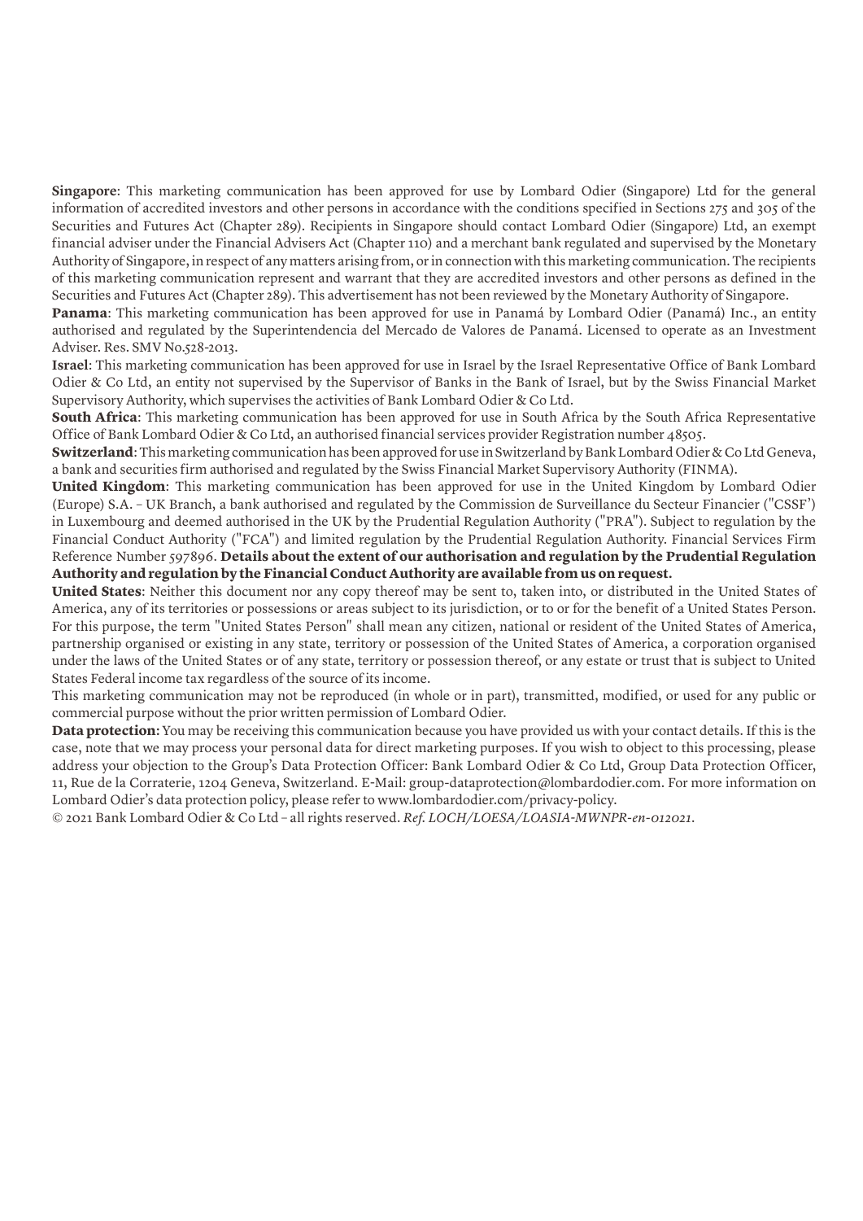**Singapore**: This marketing communication has been approved for use by Lombard Odier (Singapore) Ltd for the general information of accredited investors and other persons in accordance with the conditions specified in Sections 275 and 305 of the Securities and Futures Act (Chapter 289). Recipients in Singapore should contact Lombard Odier (Singapore) Ltd, an exempt financial adviser under the Financial Advisers Act (Chapter 110) and a merchant bank regulated and supervised by the Monetary Authority of Singapore, in respect of any matters arising from, or in connection with this marketing communication. The recipients of this marketing communication represent and warrant that they are accredited investors and other persons as defined in the Securities and Futures Act (Chapter 289). This advertisement has not been reviewed by the Monetary Authority of Singapore.

**Panama**: This marketing communication has been approved for use in Panamá by Lombard Odier (Panamá) Inc., an entity authorised and regulated by the Superintendencia del Mercado de Valores de Panamá. Licensed to operate as an Investment Adviser. Res. SMV No.528-2013.

**Israel**: This marketing communication has been approved for use in Israel by the Israel Representative Office of Bank Lombard Odier & Co Ltd, an entity not supervised by the Supervisor of Banks in the Bank of Israel, but by the Swiss Financial Market Supervisory Authority, which supervises the activities of Bank Lombard Odier & Co Ltd.

**South Africa**: This marketing communication has been approved for use in South Africa by the South Africa Representative Office of Bank Lombard Odier & Co Ltd, an authorised financial services provider Registration number 48505.

**Switzerland**: This marketing communication has been approved for use in Switzerland by Bank Lombard Odier & Co Ltd Geneva, a bank and securities firm authorised and regulated by the Swiss Financial Market Supervisory Authority (FINMA).

**United Kingdom**: This marketing communication has been approved for use in the United Kingdom by Lombard Odier (Europe) S.A. – UK Branch, a bank authorised and regulated by the Commission de Surveillance du Secteur Financier ("CSSF') in Luxembourg and deemed authorised in the UK by the Prudential Regulation Authority ("PRA"). Subject to regulation by the Financial Conduct Authority ("FCA") and limited regulation by the Prudential Regulation Authority. Financial Services Firm Reference Number 597896. **Details about the extent of our authorisation and regulation by the Prudential Regulation Authority and regulation by the Financial Conduct Authority are available from us on request.**

**United States**: Neither this document nor any copy thereof may be sent to, taken into, or distributed in the United States of America, any of its territories or possessions or areas subject to its jurisdiction, or to or for the benefit of a United States Person. For this purpose, the term "United States Person" shall mean any citizen, national or resident of the United States of America, partnership organised or existing in any state, territory or possession of the United States of America, a corporation organised under the laws of the United States or of any state, territory or possession thereof, or any estate or trust that is subject to United States Federal income tax regardless of the source of its income.

This marketing communication may not be reproduced (in whole or in part), transmitted, modified, or used for any public or commercial purpose without the prior written permission of Lombard Odier.

**Data protection:** You may be receiving this communication because you have provided us with your contact details. If this is the case, note that we may process your personal data for direct marketing purposes. If you wish to object to this processing, please address your objection to the Group's Data Protection Officer: Bank Lombard Odier & Co Ltd, Group Data Protection Officer, 11, Rue de la Corraterie, 1204 Geneva, Switzerland. E-Mail: group-dataprotection@lombardodier.com. For more information on Lombard Odier's data protection policy, please refer to www.lombardodier.com/privacy-policy.

© 2021 Bank Lombard Odier & Co Ltd – all rights reserved. *Ref. LOCH/LOESA/LOASIA-MWNPR-en-012021.*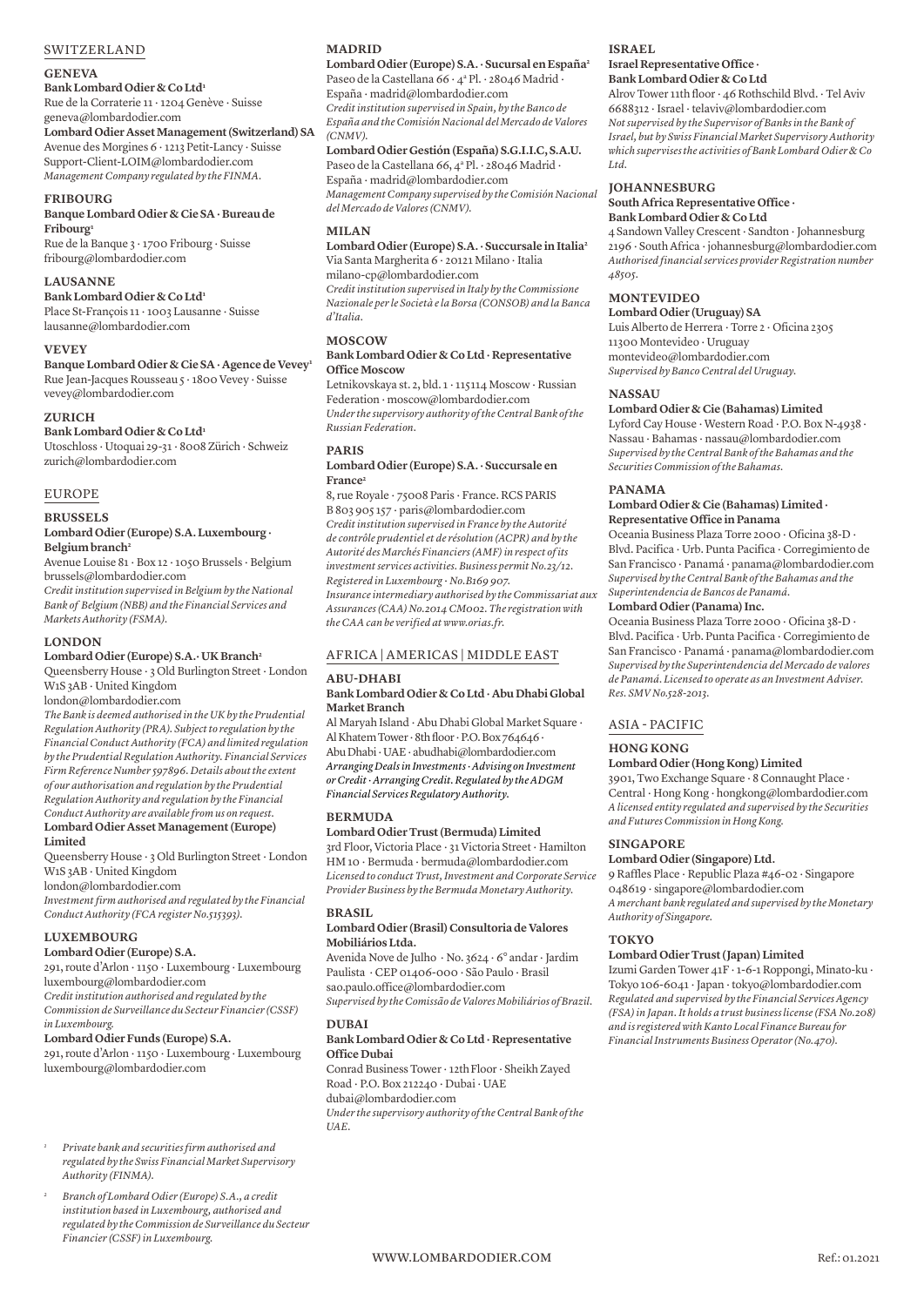## SWITZERLAND

### GENEVA

**Bank Lombard Odier & Co Ltd**[1]
Rue de la Corraterie 11 · 1204 Genève · Suisse
geneva@lombardodier.com

**Lombard Odier Asset Management (Switzerland) SA**
Avenue des Morgines 6 · 1213 Petit-Lancy · Suisse
Support-Client-LOIM@lombardodier.com
*Management Company regulated by the FINMA.*

### FRIBOURG

**Banque Lombard Odier & Cie SA · Bureau de Fribourg**[1]
Rue de la Banque 3 · 1700 Fribourg · Suisse
fribourg@lombardodier.com

### LAUSANNE

**Bank Lombard Odier & Co Ltd**[1]
Place St-François 11 · 1003 Lausanne · Suisse
lausanne@lombardodier.com

### VEVEY

**Banque Lombard Odier & Cie SA · Agence de Vevey**[1]
Rue Jean-Jacques Rousseau 5 · 1800 Vevey · Suisse
vevey@lombardodier.com

### ZURICH

**Bank Lombard Odier & Co Ltd**[1]
Utoschloss · Utoquai 29-31 · 8008 Zürich · Schweiz
zurich@lombardodier.com

## EUROPE

### BRUSSELS

**Lombard Odier (Europe) S.A. Luxembourg · Belgium branch**[2]
Avenue Louise 81 · Box 12 · 1050 Brussels · Belgium
brussels@lombardodier.com
*Credit institution supervised in Belgium by the National Bank of Belgium (NBB) and the Financial Services and Markets Authority (FSMA).*

### LONDON

**Lombard Odier (Europe) S.A.· UK Branch**[2]
Queensberry House · 3 Old Burlington Street · London W1S 3AB · United Kingdom
london@lombardodier.com
*The Bank is deemed authorised in the UK by the Prudential Regulation Authority (PRA). Subject to regulation by the Financial Conduct Authority (FCA) and limited regulation by the Prudential Regulation Authority. Financial Services Firm Reference Number 597896. Details about the extent of our authorisation and regulation by the Prudential Regulation Authority and regulation by the Financial Conduct Authority are available from us on request.*

**Lombard Odier Asset Management (Europe) Limited**
Queensberry House · 3 Old Burlington Street · London W1S 3AB · United Kingdom
london@lombardodier.com
*Investment firm authorised and regulated by the Financial Conduct Authority (FCA register No.515393).*

### LUXEMBOURG

**Lombard Odier (Europe) S.A.**
291, route d'Arlon · 1150 · Luxembourg · Luxembourg
luxembourg@lombardodier.com
*Credit institution authorised and regulated by the Commission de Surveillance du Secteur Financier (CSSF) in Luxembourg.*

**Lombard Odier Funds (Europe) S.A.**
291, route d'Arlon · 1150 · Luxembourg · Luxembourg
luxembourg@lombardodier.com

### MADRID

**Lombard Odier (Europe) S.A. · Sucursal en España**[2]
Paseo de la Castellana 66 · 4ª Pl. · 28046 Madrid · España · madrid@lombardodier.com
*Credit institution supervised in Spain, by the Banco de España and the Comisión Nacional del Mercado de Valores (CNMV).*

**Lombard Odier Gestión (España) S.G.I.I.C, S.A.U.**
Paseo de la Castellana 66, 4ª Pl. · 28046 Madrid · España · madrid@lombardodier.com
*Management Company supervised by the Comisión Nacional del Mercado de Valores (CNMV).*

### MILAN

**Lombard Odier (Europe) S.A. · Succursale in Italia**[2]
Via Santa Margherita 6 · 20121 Milano · Italia
milano-cp@lombardodier.com
*Credit institution supervised in Italy by the Commissione Nazionale per le Società e la Borsa (CONSOB) and la Banca d'Italia.*

### MOSCOW

**Bank Lombard Odier & Co Ltd · Representative Office Moscow**
Letnikovskaya st. 2, bld. 1 · 115114 Moscow · Russian Federation · moscow@lombardodier.com
*Under the supervisory authority of the Central Bank of the Russian Federation.*

### PARIS

**Lombard Odier (Europe) S.A. · Succursale en France**[2]
8, rue Royale · 75008 Paris · France. RCS PARIS B 803 905 157 · paris@lombardodier.com
*Credit institution supervised in France by the Autorité de contrôle prudentiel et de résolution (ACPR) and by the Autorité des Marchés Financiers (AMF) in respect of its investment services activities. Business permit No.23/12. Registered in Luxembourg · No.B169 907. Insurance intermediary authorised by the Commissariat aux Assurances (CAA) No.2014 CM002. The registration with the CAA can be verified at www.orias.fr.*

## AFRICA | AMERICAS | MIDDLE EAST

### ABU-DHABI

**Bank Lombard Odier & Co Ltd · Abu Dhabi Global Market Branch**
Al Maryah Island · Abu Dhabi Global Market Square · Al Khatem Tower · 8th floor · P.O. Box 764646 · Abu Dhabi · UAE · abudhabi@lombardodier.com
***Arranging Deals in Investments · Advising on Investment or Credit · Arranging Credit. Regulated by the ADGM Financial Services Regulatory Authority.***

### BERMUDA

**Lombard Odier Trust (Bermuda) Limited**
3rd Floor, Victoria Place · 31 Victoria Street · Hamilton HM 10 · Bermuda · bermuda@lombardodier.com
*Licensed to conduct Trust, Investment and Corporate Service Provider Business by the Bermuda Monetary Authority.*

### BRASIL

**Lombard Odier (Brasil) Consultoria de Valores Mobiliários Ltda.**
Avenida Nove de Julho · No. 3624 · 6° andar · Jardim Paulista · CEP 01406-000 · São Paulo · Brasil
sao.paulo.office@lombardodier.com
*Supervised by the Comissão de Valores Mobiliários of Brazil.*

### DUBAI

**Bank Lombard Odier & Co Ltd · Representative Office Dubai**
Conrad Business Tower · 12th Floor · Sheikh Zayed Road · P.O. Box 212240 · Dubai · UAE
dubai@lombardodier.com
*Under the supervisory authority of the Central Bank of the UAE.*

### ISRAEL

**Israel Representative Office · Bank Lombard Odier & Co Ltd**
Alrov Tower 11th floor · 46 Rothschild Blvd. · Tel Aviv 6688312 · Israel · telaviv@lombardodier.com
*Not supervised by the Supervisor of Banks in the Bank of Israel, but by Swiss Financial Market Supervisory Authority which supervises the activities of Bank Lombard Odier & Co Ltd.*

### JOHANNESBURG

**South Africa Representative Office · Bank Lombard Odier & Co Ltd**
4 Sandown Valley Crescent · Sandton · Johannesburg 2196 · South Africa · johannesburg@lombardodier.com
*Authorised financial services provider Registration number 48505.*

### MONTEVIDEO

**Lombard Odier (Uruguay) SA**
Luis Alberto de Herrera · Torre 2 · Oficina 2305 11300 Montevideo · Uruguay
montevideo@lombardodier.com
*Supervised by Banco Central del Uruguay.*

### NASSAU

**Lombard Odier & Cie (Bahamas) Limited**
Lyford Cay House · Western Road · P.O. Box N-4938 · Nassau · Bahamas · nassau@lombardodier.com
*Supervised by the Central Bank of the Bahamas and the Securities Commission of the Bahamas.*

### PANAMA

**Lombard Odier & Cie (Bahamas) Limited · Representative Office in Panama**
Oceania Business Plaza Torre 2000 · Oficina 38-D · Blvd. Pacifica · Urb. Punta Pacifica · Corregimiento de San Francisco · Panamá · panama@lombardodier.com
*Supervised by the Central Bank of the Bahamas and the Superintendencia de Bancos de Panamá.*

**Lombard Odier (Panama) Inc.**
Oceania Business Plaza Torre 2000 · Oficina 38-D · Blvd. Pacifica · Urb. Punta Pacifica · Corregimiento de San Francisco · Panamá · panama@lombardodier.com
*Supervised by the Superintendencia del Mercado de valores de Panamá. Licensed to operate as an Investment Adviser. Res. SMV No.528-2013.*

## ASIA - PACIFIC

### HONG KONG

**Lombard Odier (Hong Kong) Limited**
3901, Two Exchange Square · 8 Connaught Place · Central · Hong Kong · hongkong@lombardodier.com
*A licensed entity regulated and supervised by the Securities and Futures Commission in Hong Kong.*

### SINGAPORE

**Lombard Odier (Singapore) Ltd.**
9 Raffles Place · Republic Plaza #46-02 · Singapore 048619 · singapore@lombardodier.com
*A merchant bank regulated and supervised by the Monetary Authority of Singapore.*

### TOKYO

**Lombard Odier Trust (Japan) Limited**
Izumi Garden Tower 41F · 1-6-1 Roppongi, Minato-ku · Tokyo 106-6041 · Japan · tokyo@lombardodier.com
*Regulated and supervised by the Financial Services Agency (FSA) in Japan. It holds a trust business license (FSA No.208) and is registered with Kanto Local Finance Bureau for Financial Instruments Business Operator (No.470).*

---

[1] *Private bank and securities firm authorised and regulated by the Swiss Financial Market Supervisory Authority (FINMA).*

[2] *Branch of Lombard Odier (Europe) S.A., a credit institution based in Luxembourg, authorised and regulated by the Commission de Surveillance du Secteur Financier (CSSF) in Luxembourg.*

WWW.LOMBARDODIER.COM

Ref.: 01.2021